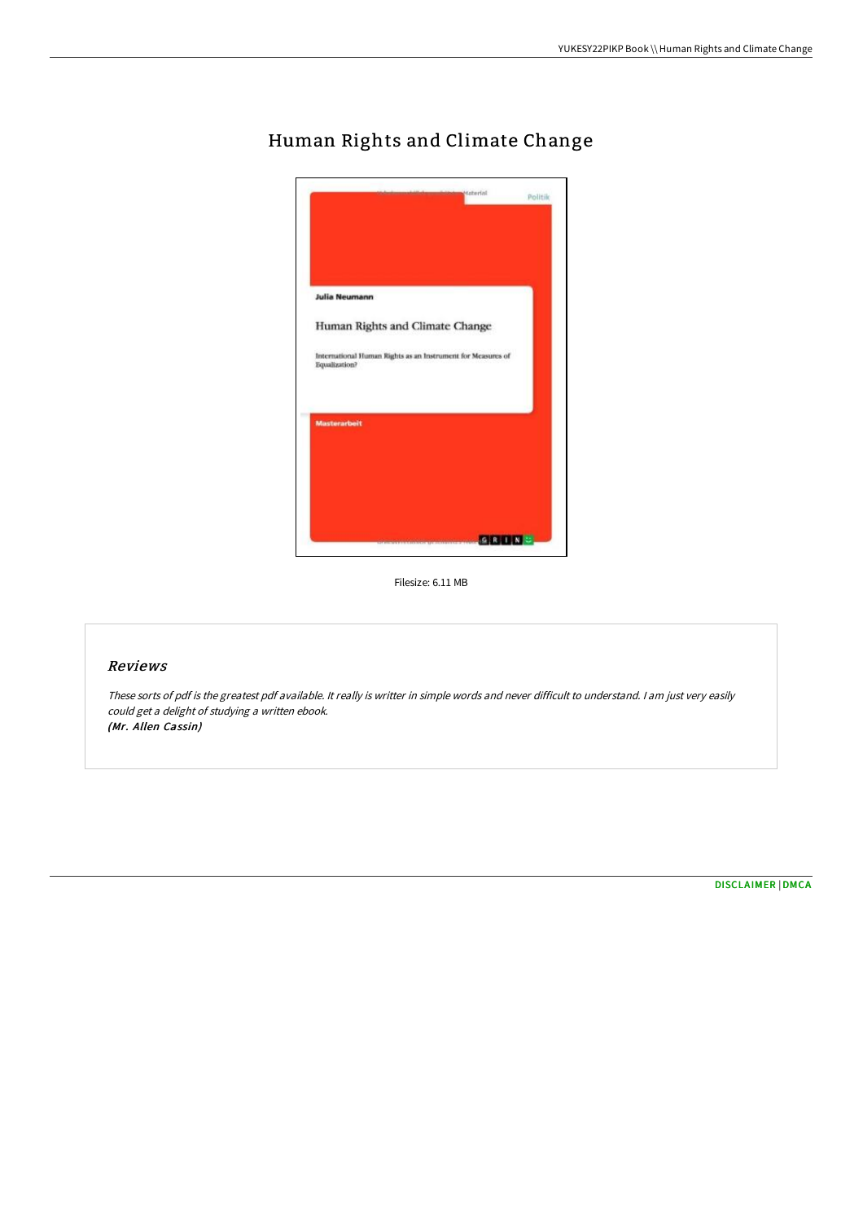# Human Rights and Climate Change

Filesize: 6.11 MB

## Reviews

*These sorts of pdf is the greatest pdf available. It really is writter in simple words and never difficult to understand. I am just very easily could get a delight of studying a written ebook.*
***(Mr. Allen Cassin)***

[DISCLAIMER](#) | [DMCA](#)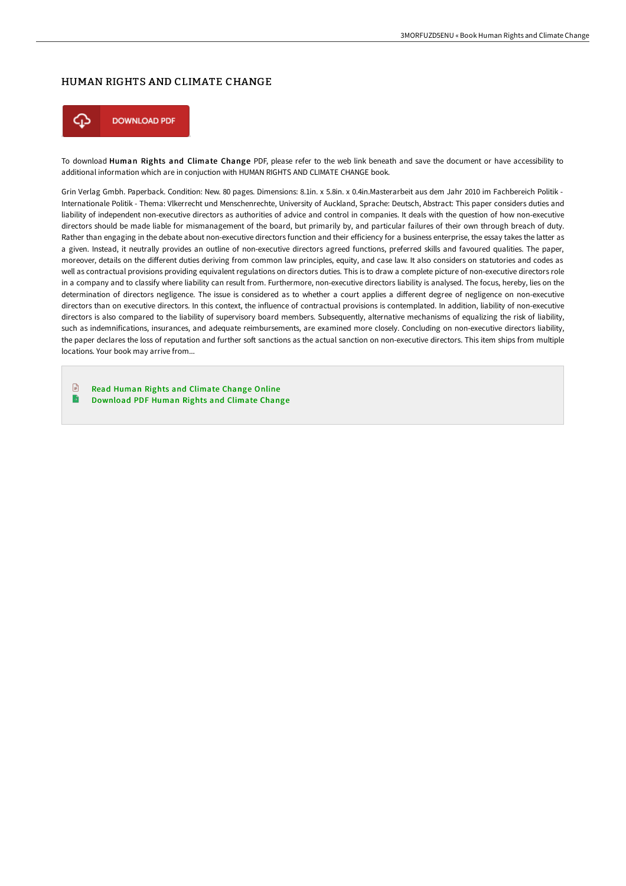# HUMAN RIGHTS AND CLIMATE CHANGE

DOWNLOAD PDF

To download **Human Rights and Climate Change** PDF, please refer to the web link beneath and save the document or have accessibility to additional information which are in conjuction with HUMAN RIGHTS AND CLIMATE CHANGE book.

Grin Verlag Gmbh. Paperback. Condition: New. 80 pages. Dimensions: 8.1in. x 5.8in. x 0.4in.Masterarbeit aus dem Jahr 2010 im Fachbereich Politik - Internationale Politik - Thema: Vlkerrecht und Menschenrechte, University of Auckland, Sprache: Deutsch, Abstract: This paper considers duties and liability of independent non-executive directors as authorities of advice and control in companies. It deals with the question of how non-executive directors should be made liable for mismanagement of the board, but primarily by, and particular failures of their own through breach of duty. Rather than engaging in the debate about non-executive directors function and their efficiency for a business enterprise, the essay takes the latter as a given. Instead, it neutrally provides an outline of non-executive directors agreed functions, preferred skills and favoured qualities. The paper, moreover, details on the different duties deriving from common law principles, equity, and case law. It also considers on statutories and codes as well as contractual provisions providing equivalent regulations on directors duties. This is to draw a complete picture of non-executive directors role in a company and to classify where liability can result from. Furthermore, non-executive directors liability is analysed. The focus, hereby, lies on the determination of directors negligence. The issue is considered as to whether a court applies a different degree of negligence on non-executive directors than on executive directors. In this context, the influence of contractual provisions is contemplated. In addition, liability of non-executive directors is also compared to the liability of supervisory board members. Subsequently, alternative mechanisms of equalizing the risk of liability, such as indemnifications, insurances, and adequate reimbursements, are examined more closely. Concluding on non-executive directors liability, the paper declares the loss of reputation and further soft sanctions as the actual sanction on non-executive directors. This item ships from multiple locations. Your book may arrive from...

- Read Human Rights and Climate Change Online
- Download PDF Human Rights and Climate Change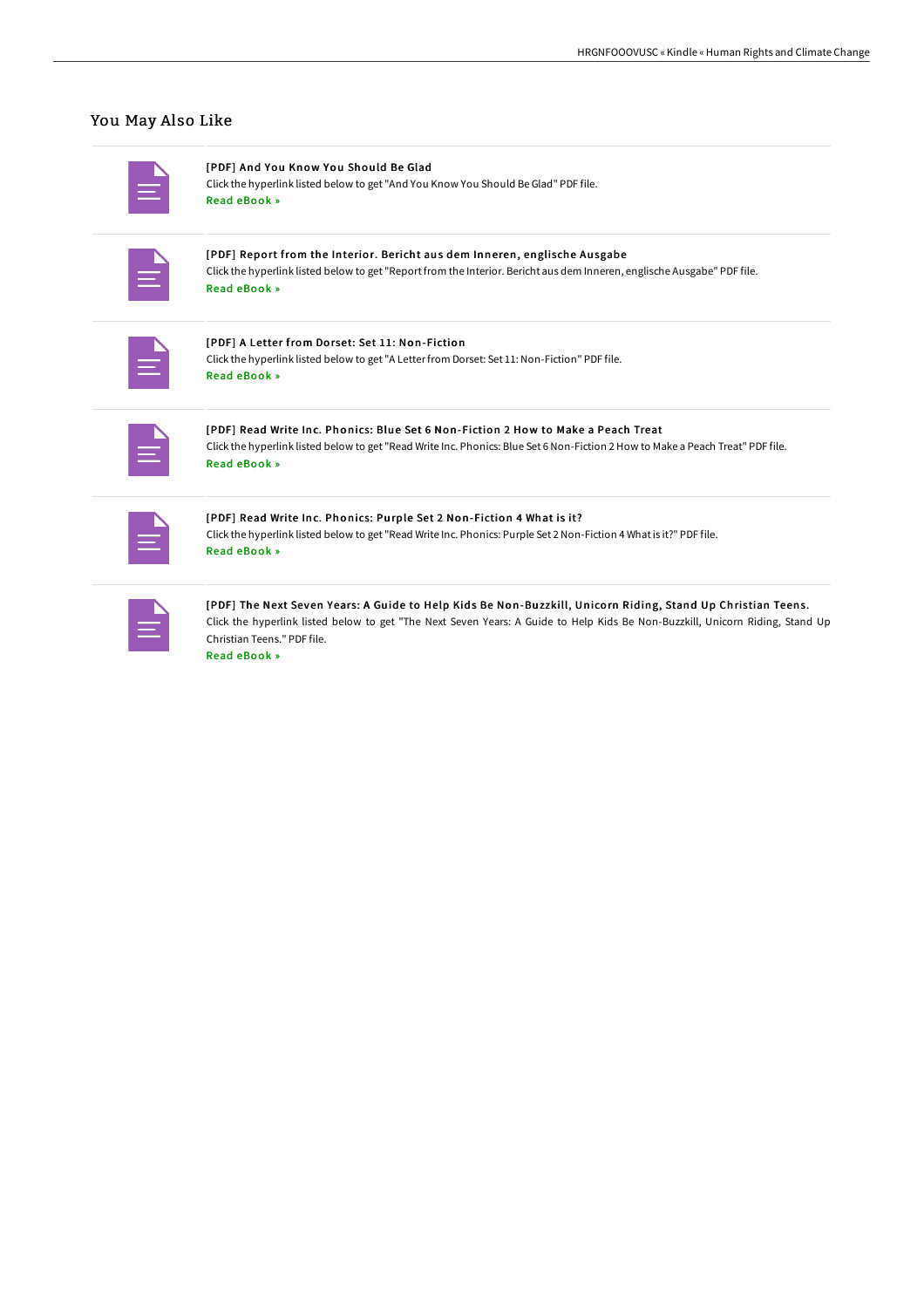## You May Also Like

**[PDF] And You Know You Should Be Glad**
Click the hyperlink listed below to get "And You Know You Should Be Glad" PDF file.
Read eBook »

**[PDF] Report from the Interior. Bericht aus dem Inneren, englische Ausgabe**
Click the hyperlink listed below to get "Report from the Interior. Bericht aus dem Inneren, englische Ausgabe" PDF file.
Read eBook »

**[PDF] A Letter from Dorset: Set 11: Non-Fiction**
Click the hyperlink listed below to get "A Letter from Dorset: Set 11: Non-Fiction" PDF file.
Read eBook »

**[PDF] Read Write Inc. Phonics: Blue Set 6 Non-Fiction 2 How to Make a Peach Treat**
Click the hyperlink listed below to get "Read Write Inc. Phonics: Blue Set 6 Non-Fiction 2 How to Make a Peach Treat" PDF file.
Read eBook »

**[PDF] Read Write Inc. Phonics: Purple Set 2 Non-Fiction 4 What is it?**
Click the hyperlink listed below to get "Read Write Inc. Phonics: Purple Set 2 Non-Fiction 4 What is it?" PDF file.
Read eBook »

**[PDF] The Next Seven Years: A Guide to Help Kids Be Non-Buzzkill, Unicorn Riding, Stand Up Christian Teens.**
Click the hyperlink listed below to get "The Next Seven Years: A Guide to Help Kids Be Non-Buzzkill, Unicorn Riding, Stand Up Christian Teens." PDF file.
Read eBook »